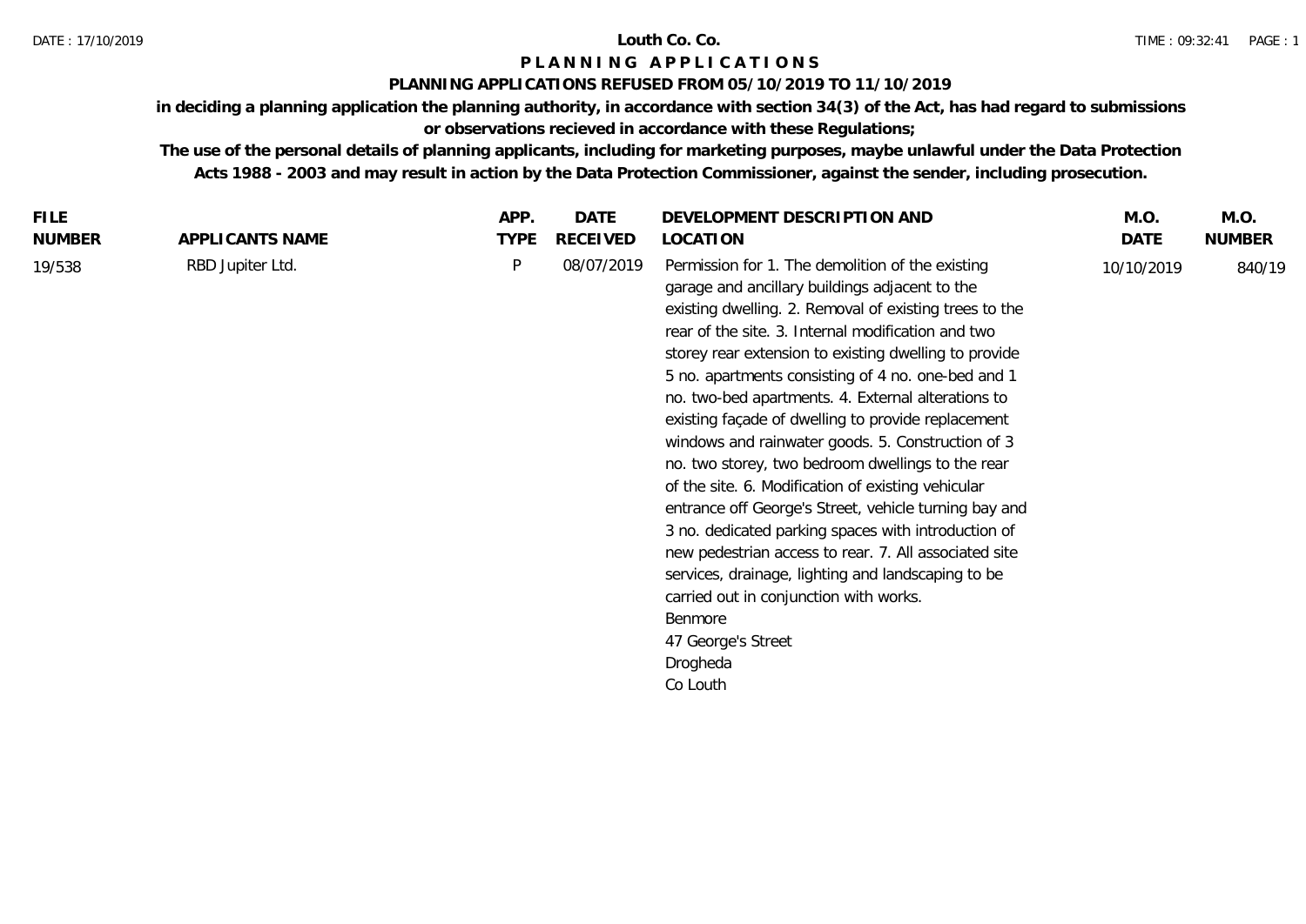# Louth Co. Co.

## PLANNING APPLICATIONS

### PLANNING APPLICATIONS REFUSED FROM 05/10/2019 TO 11/10/2019

**in deciding a planning application the planning authority, in accordance with section 34(3) of the Act, has had regard to submissions or observations recieved in accordance with these Regulations;**

**The use of the personal details of planning applicants, including for marketing purposes, maybe unlawful under the Data Protection Acts 1988 - 2003 and may result in action by the Data Protection Commissioner, against the sender, including prosecution.**

| FILE NUMBER | APPLICANTS NAME | APP. TYPE | DATE RECEIVED | DEVELOPMENT DESCRIPTION AND LOCATION | M.O. DATE | M.O. NUMBER |
|---|---|---|---|---|---|---|
| 19/538 | RBD Jupiter Ltd. | P | 08/07/2019 | Permission for 1. The demolition of the existing garage and ancillary buildings adjacent to the existing dwelling. 2. Removal of existing trees to the rear of the site. 3. Internal modification and two storey rear extension to existing dwelling to provide 5 no. apartments consisting of 4 no. one-bed and 1 no. two-bed apartments. 4. External alterations to existing façade of dwelling to provide replacement windows and rainwater goods. 5. Construction of 3 no. two storey, two bedroom dwellings to the rear of the site. 6. Modification of existing vehicular entrance off George's Street, vehicle turning bay and 3 no. dedicated parking spaces with introduction of new pedestrian access to rear. 7. All associated site services, drainage, lighting and landscaping to be carried out in conjunction with works. Benmore 47 George's Street Drogheda Co Louth | 10/10/2019 | 840/19 |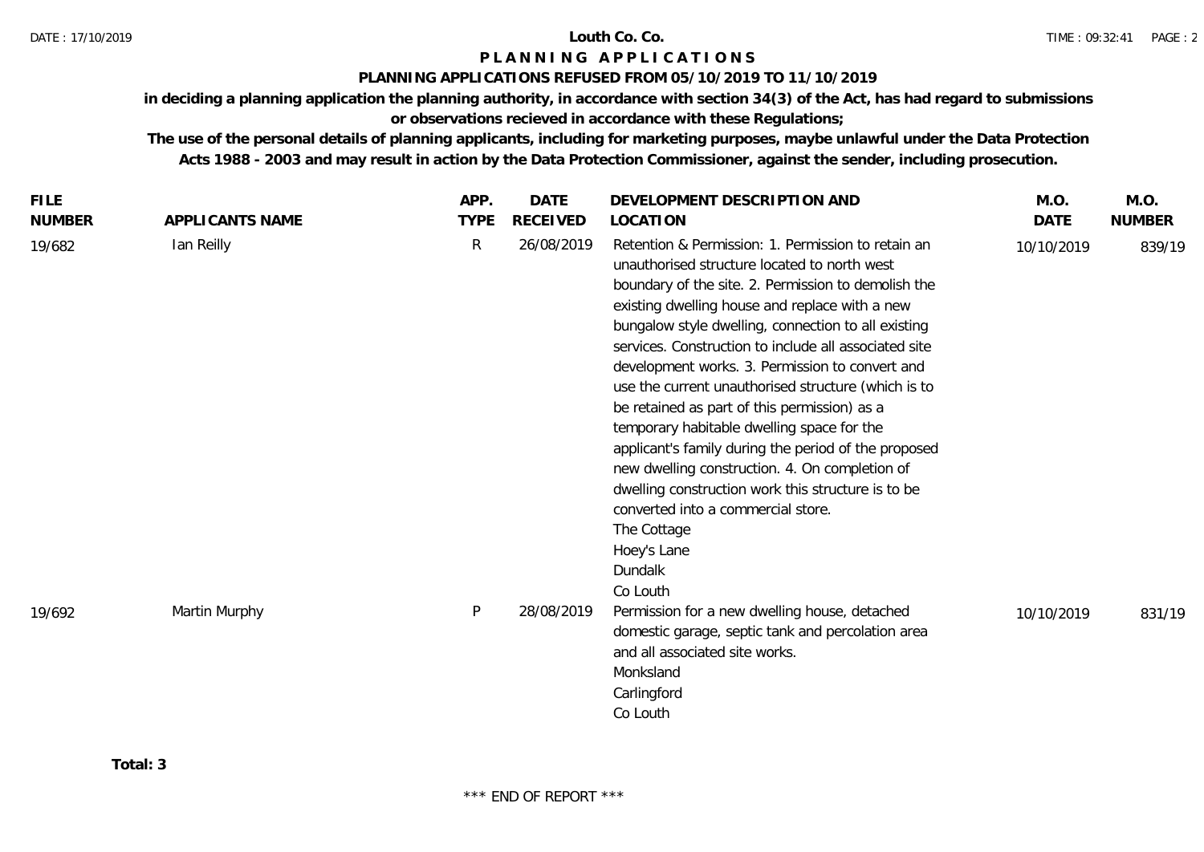Louth Co. Co.

# P L A N N I N G   A P P L I C A T I O N S

## PLANNING APPLICATIONS REFUSED FROM 05/10/2019 TO 11/10/2019

**in deciding a planning application the planning authority, in accordance with section 34(3) of the Act, has had regard to submissions or observations recieved in accordance with these Regulations;**

**The use of the personal details of planning applicants, including for marketing purposes, maybe unlawful under the Data Protection Acts 1988 - 2003 and may result in action by the Data Protection Commissioner, against the sender, including prosecution.**

| FILE NUMBER | APPLICANTS NAME | APP. TYPE | DATE RECEIVED | DEVELOPMENT DESCRIPTION AND LOCATION | M.O. DATE | M.O. NUMBER |
|---|---|---|---|---|---|---|
| 19/682 | Ian Reilly | R | 26/08/2019 | Retention & Permission: 1. Permission to retain an unauthorised structure located to north west boundary of the site. 2. Permission to demolish the existing dwelling house and replace with a new bungalow style dwelling, connection to all existing services. Construction to include all associated site development works. 3. Permission to convert and use the current unauthorised structure (which is to be retained as part of this permission) as a temporary habitable dwelling space for the applicant's family during the period of the proposed new dwelling construction. 4. On completion of dwelling construction work this structure is to be converted into a commercial store. The Cottage Hoey's Lane Dundalk Co Louth | 10/10/2019 | 839/19 |
| 19/692 | Martin Murphy | P | 28/08/2019 | Permission for a new dwelling house, detached domestic garage, septic tank and percolation area and all associated site works. Monksland Carlingford Co Louth | 10/10/2019 | 831/19 |

**Total: 3**

\*\*\* END OF REPORT \*\*\*